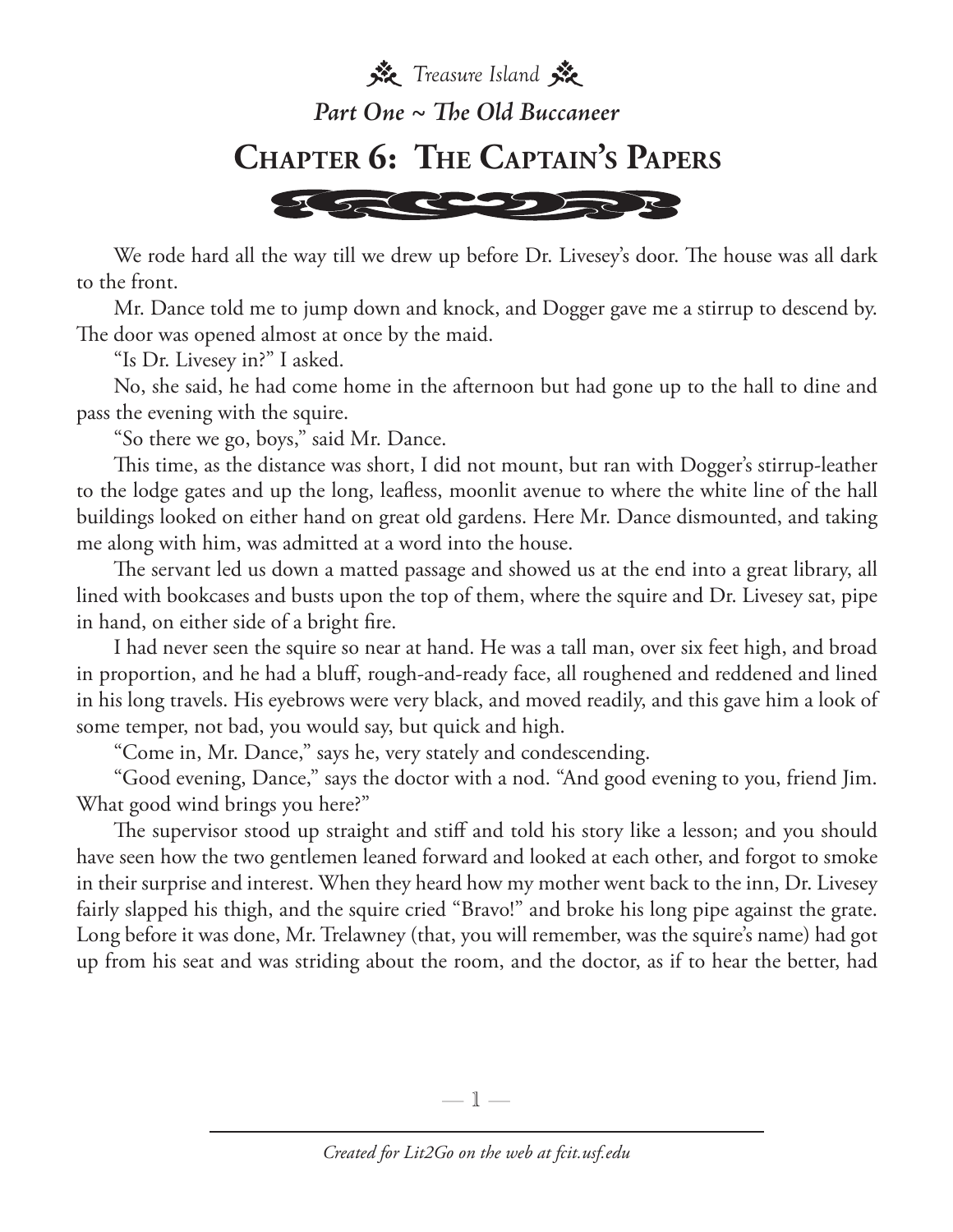*Part One ~ The Old Buccaneer*

# Chapter 6: The Captain's Papers

We rode hard all the way till we drew up before Dr. Livesey's door. The house was all dark to the front.

Mr. Dance told me to jump down and knock, and Dogger gave me a stirrup to descend by. The door was opened almost at once by the maid.

"Is Dr. Livesey in?" I asked.

No, she said, he had come home in the afternoon but had gone up to the hall to dine and pass the evening with the squire.

"So there we go, boys," said Mr. Dance.

This time, as the distance was short, I did not mount, but ran with Dogger's stirrup-leather to the lodge gates and up the long, leafless, moonlit avenue to where the white line of the hall buildings looked on either hand on great old gardens. Here Mr. Dance dismounted, and taking me along with him, was admitted at a word into the house.

The servant led us down a matted passage and showed us at the end into a great library, all lined with bookcases and busts upon the top of them, where the squire and Dr. Livesey sat, pipe in hand, on either side of a bright fire.

I had never seen the squire so near at hand. He was a tall man, over six feet high, and broad in proportion, and he had a bluff, rough-and-ready face, all roughened and reddened and lined in his long travels. His eyebrows were very black, and moved readily, and this gave him a look of some temper, not bad, you would say, but quick and high.

"Come in, Mr. Dance," says he, very stately and condescending.

"Good evening, Dance," says the doctor with a nod. "And good evening to you, friend Jim. What good wind brings you here?"

The supervisor stood up straight and stiff and told his story like a lesson; and you should have seen how the two gentlemen leaned forward and looked at each other, and forgot to smoke in their surprise and interest. When they heard how my mother went back to the inn, Dr. Livesey fairly slapped his thigh, and the squire cried "Bravo!" and broke his long pipe against the grate. Long before it was done, Mr. Trelawney (that, you will remember, was the squire's name) had got up from his seat and was striding about the room, and the doctor, as if to hear the better, had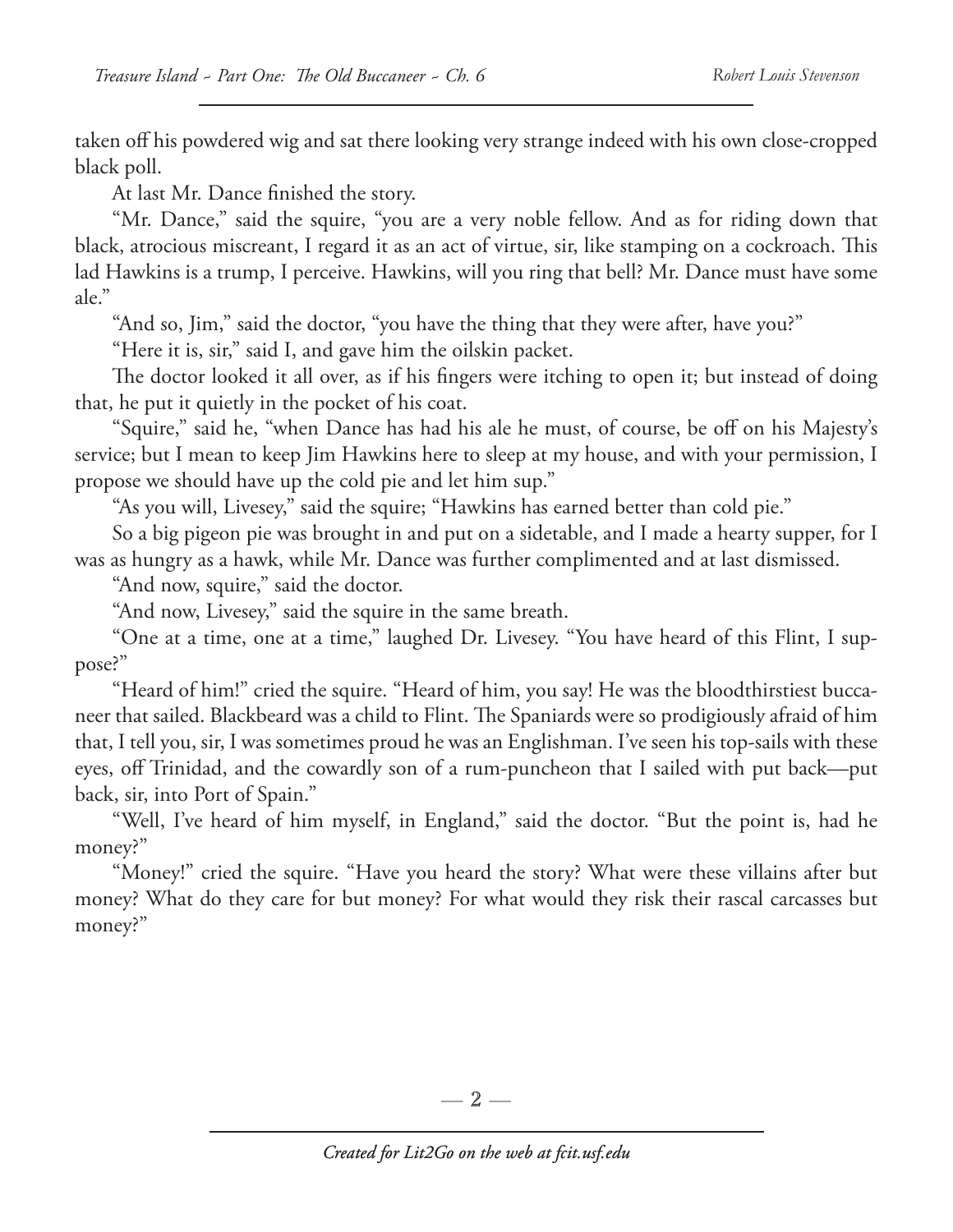taken off his powdered wig and sat there looking very strange indeed with his own close-cropped black poll.

At last Mr. Dance finished the story.

"Mr. Dance," said the squire, "you are a very noble fellow. And as for riding down that black, atrocious miscreant, I regard it as an act of virtue, sir, like stamping on a cockroach. This lad Hawkins is a trump, I perceive. Hawkins, will you ring that bell? Mr. Dance must have some ale."

"And so, Jim," said the doctor, "you have the thing that they were after, have you?"

"Here it is, sir," said I, and gave him the oilskin packet.

The doctor looked it all over, as if his fingers were itching to open it; but instead of doing that, he put it quietly in the pocket of his coat.

"Squire," said he, "when Dance has had his ale he must, of course, be off on his Majesty's service; but I mean to keep Jim Hawkins here to sleep at my house, and with your permission, I propose we should have up the cold pie and let him sup."

"As you will, Livesey," said the squire; "Hawkins has earned better than cold pie."

So a big pigeon pie was brought in and put on a sidetable, and I made a hearty supper, for I was as hungry as a hawk, while Mr. Dance was further complimented and at last dismissed.

"And now, squire," said the doctor.

"And now, Livesey," said the squire in the same breath.

"One at a time, one at a time," laughed Dr. Livesey. "You have heard of this Flint, I suppose?"

"Heard of him!" cried the squire. "Heard of him, you say! He was the bloodthirstiest buccaneer that sailed. Blackbeard was a child to Flint. The Spaniards were so prodigiously afraid of him that, I tell you, sir, I was sometimes proud he was an Englishman. I've seen his top-sails with these eyes, off Trinidad, and the cowardly son of a rum-puncheon that I sailed with put back—put back, sir, into Port of Spain."

"Well, I've heard of him myself, in England," said the doctor. "But the point is, had he money?"

"Money!" cried the squire. "Have you heard the story? What were these villains after but money? What do they care for but money? For what would they risk their rascal carcasses but money?"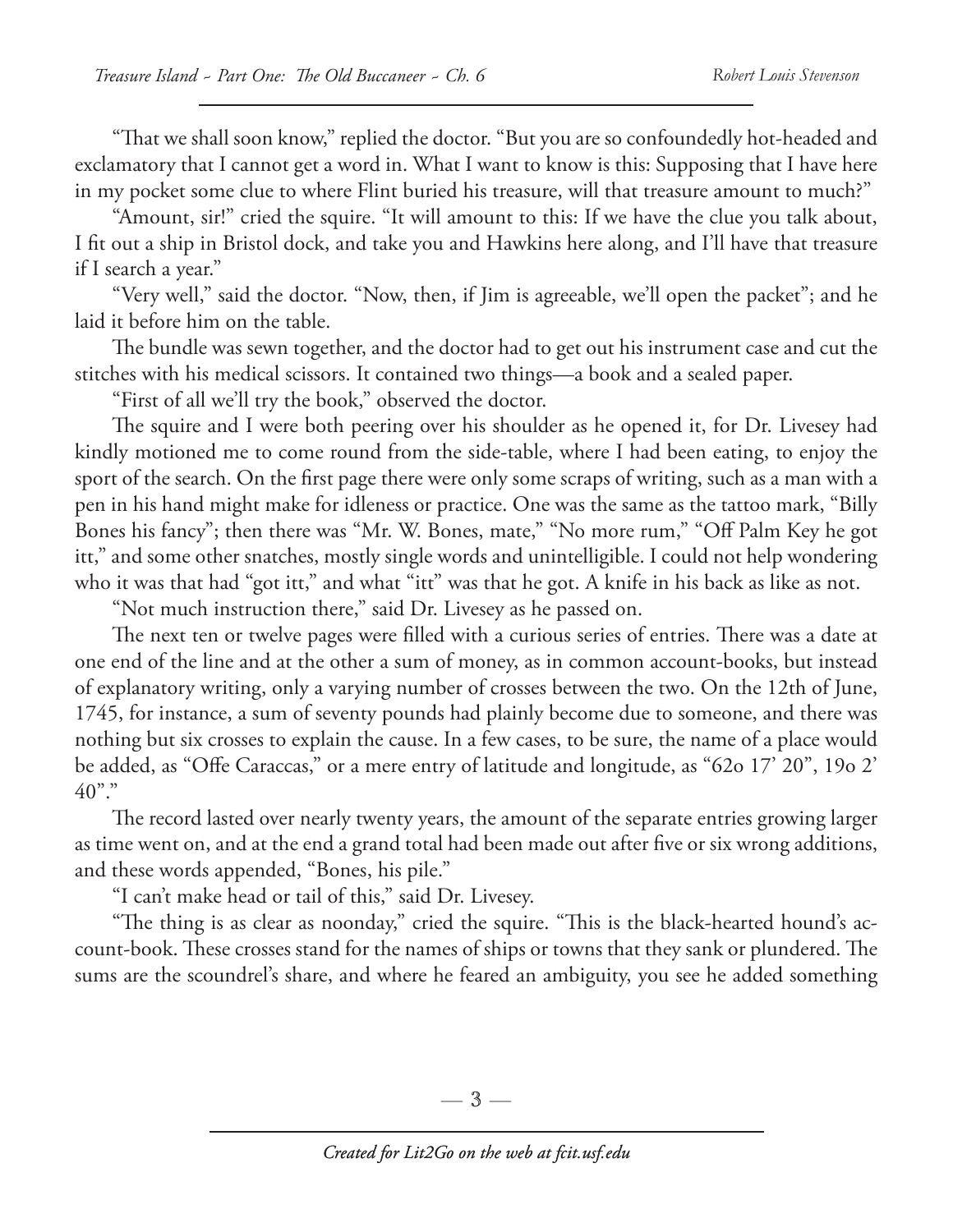"That we shall soon know," replied the doctor. "But you are so confoundedly hot-headed and exclamatory that I cannot get a word in. What I want to know is this: Supposing that I have here in my pocket some clue to where Flint buried his treasure, will that treasure amount to much?"

"Amount, sir!" cried the squire. "It will amount to this: If we have the clue you talk about, I fit out a ship in Bristol dock, and take you and Hawkins here along, and I'll have that treasure if I search a year."

"Very well," said the doctor. "Now, then, if Jim is agreeable, we'll open the packet"; and he laid it before him on the table.

The bundle was sewn together, and the doctor had to get out his instrument case and cut the stitches with his medical scissors. It contained two things—a book and a sealed paper.

"First of all we'll try the book," observed the doctor.

The squire and I were both peering over his shoulder as he opened it, for Dr. Livesey had kindly motioned me to come round from the side-table, where I had been eating, to enjoy the sport of the search. On the first page there were only some scraps of writing, such as a man with a pen in his hand might make for idleness or practice. One was the same as the tattoo mark, "Billy Bones his fancy"; then there was "Mr. W. Bones, mate," "No more rum," "Off Palm Key he got itt," and some other snatches, mostly single words and unintelligible. I could not help wondering who it was that had "got itt," and what "itt" was that he got. A knife in his back as like as not.

"Not much instruction there," said Dr. Livesey as he passed on.

The next ten or twelve pages were filled with a curious series of entries. There was a date at one end of the line and at the other a sum of money, as in common account-books, but instead of explanatory writing, only a varying number of crosses between the two. On the 12th of June, 1745, for instance, a sum of seventy pounds had plainly become due to someone, and there was nothing but six crosses to explain the cause. In a few cases, to be sure, the name of a place would be added, as "Offe Caraccas," or a mere entry of latitude and longitude, as "62o 17' 20", 19o 2' 40"."

The record lasted over nearly twenty years, the amount of the separate entries growing larger as time went on, and at the end a grand total had been made out after five or six wrong additions, and these words appended, "Bones, his pile."

"I can't make head or tail of this," said Dr. Livesey.

"The thing is as clear as noonday," cried the squire. "This is the black-hearted hound's account-book. These crosses stand for the names of ships or towns that they sank or plundered. The sums are the scoundrel's share, and where he feared an ambiguity, you see he added something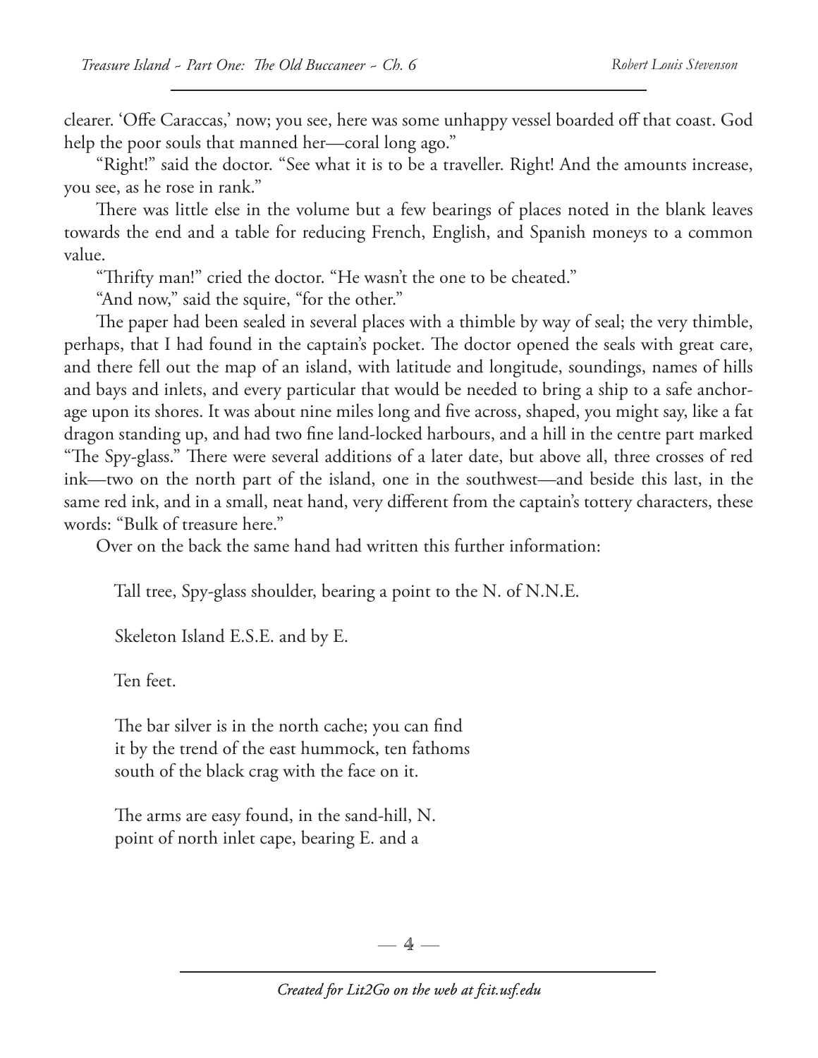clearer. 'Offe Caraccas,' now; you see, here was some unhappy vessel boarded off that coast. God help the poor souls that manned her—coral long ago."

"Right!" said the doctor. "See what it is to be a traveller. Right! And the amounts increase, you see, as he rose in rank."

There was little else in the volume but a few bearings of places noted in the blank leaves towards the end and a table for reducing French, English, and Spanish moneys to a common value.

"Thrifty man!" cried the doctor. "He wasn't the one to be cheated."

"And now," said the squire, "for the other."

The paper had been sealed in several places with a thimble by way of seal; the very thimble, perhaps, that I had found in the captain's pocket. The doctor opened the seals with great care, and there fell out the map of an island, with latitude and longitude, soundings, names of hills and bays and inlets, and every particular that would be needed to bring a ship to a safe anchorage upon its shores. It was about nine miles long and five across, shaped, you might say, like a fat dragon standing up, and had two fine land-locked harbours, and a hill in the centre part marked "The Spy-glass." There were several additions of a later date, but above all, three crosses of red ink—two on the north part of the island, one in the southwest—and beside this last, in the same red ink, and in a small, neat hand, very different from the captain's tottery characters, these words: "Bulk of treasure here."

Over on the back the same hand had written this further information:

> Tall tree, Spy-glass shoulder, bearing a point to the N. of N.N.E.
>
> Skeleton Island E.S.E. and by E.
>
> Ten feet.
>
> The bar silver is in the north cache; you can find it by the trend of the east hummock, ten fathoms south of the black crag with the face on it.
>
> The arms are easy found, in the sand-hill, N. point of north inlet cape, bearing E. and a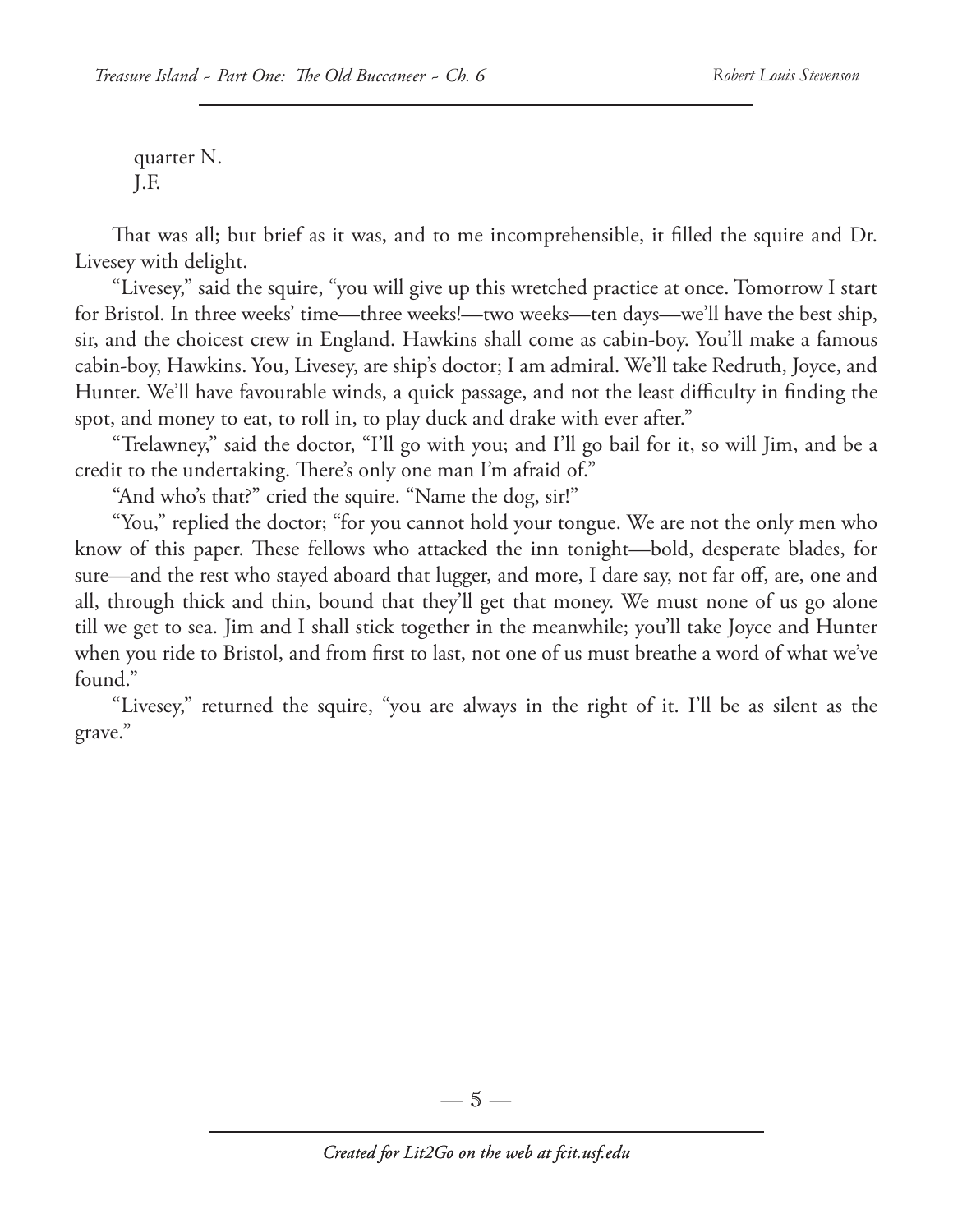quarter N.
J.F.

That was all; but brief as it was, and to me incomprehensible, it filled the squire and Dr. Livesey with delight.

"Livesey," said the squire, "you will give up this wretched practice at once. Tomorrow I start for Bristol. In three weeks' time—three weeks!—two weeks—ten days—we'll have the best ship, sir, and the choicest crew in England. Hawkins shall come as cabin-boy. You'll make a famous cabin-boy, Hawkins. You, Livesey, are ship's doctor; I am admiral. We'll take Redruth, Joyce, and Hunter. We'll have favourable winds, a quick passage, and not the least difficulty in finding the spot, and money to eat, to roll in, to play duck and drake with ever after."

"Trelawney," said the doctor, "I'll go with you; and I'll go bail for it, so will Jim, and be a credit to the undertaking. There's only one man I'm afraid of."

"And who's that?" cried the squire. "Name the dog, sir!"

"You," replied the doctor; "for you cannot hold your tongue. We are not the only men who know of this paper. These fellows who attacked the inn tonight—bold, desperate blades, for sure—and the rest who stayed aboard that lugger, and more, I dare say, not far off, are, one and all, through thick and thin, bound that they'll get that money. We must none of us go alone till we get to sea. Jim and I shall stick together in the meanwhile; you'll take Joyce and Hunter when you ride to Bristol, and from first to last, not one of us must breathe a word of what we've found."

"Livesey," returned the squire, "you are always in the right of it. I'll be as silent as the grave."